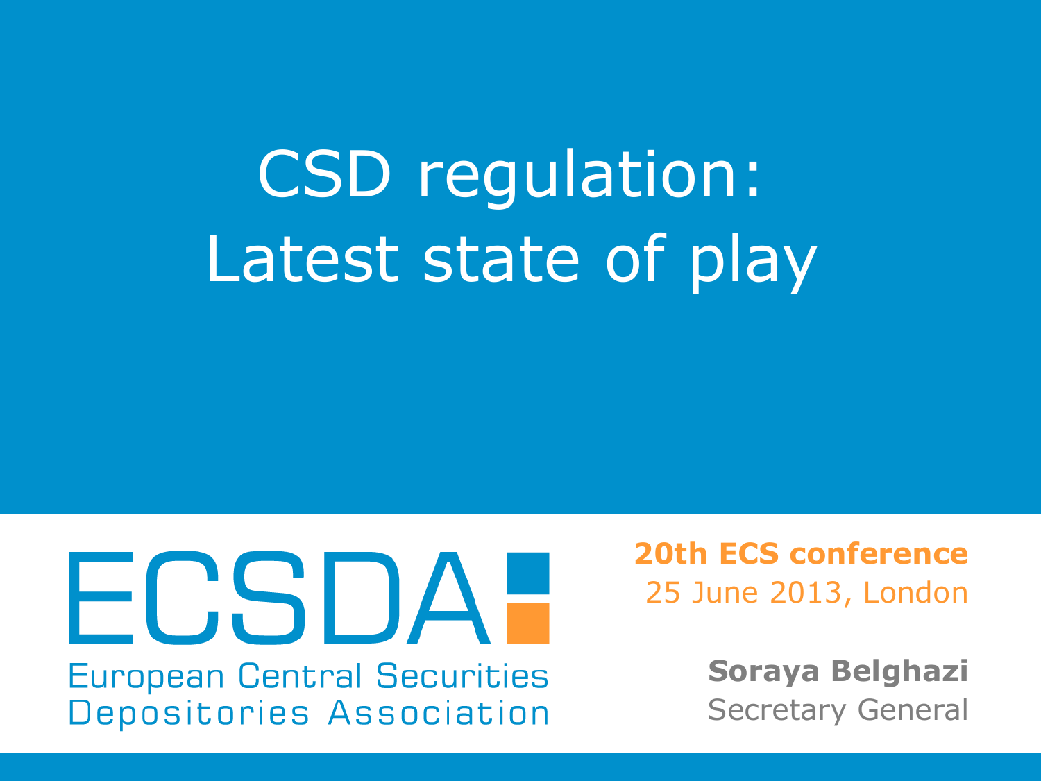# CSD regulation: Latest state of play

ECSDA

European Central Securities Depositories Association

**20th ECS conference**
25 June 2013, London

**Soraya Belghazi**
Secretary General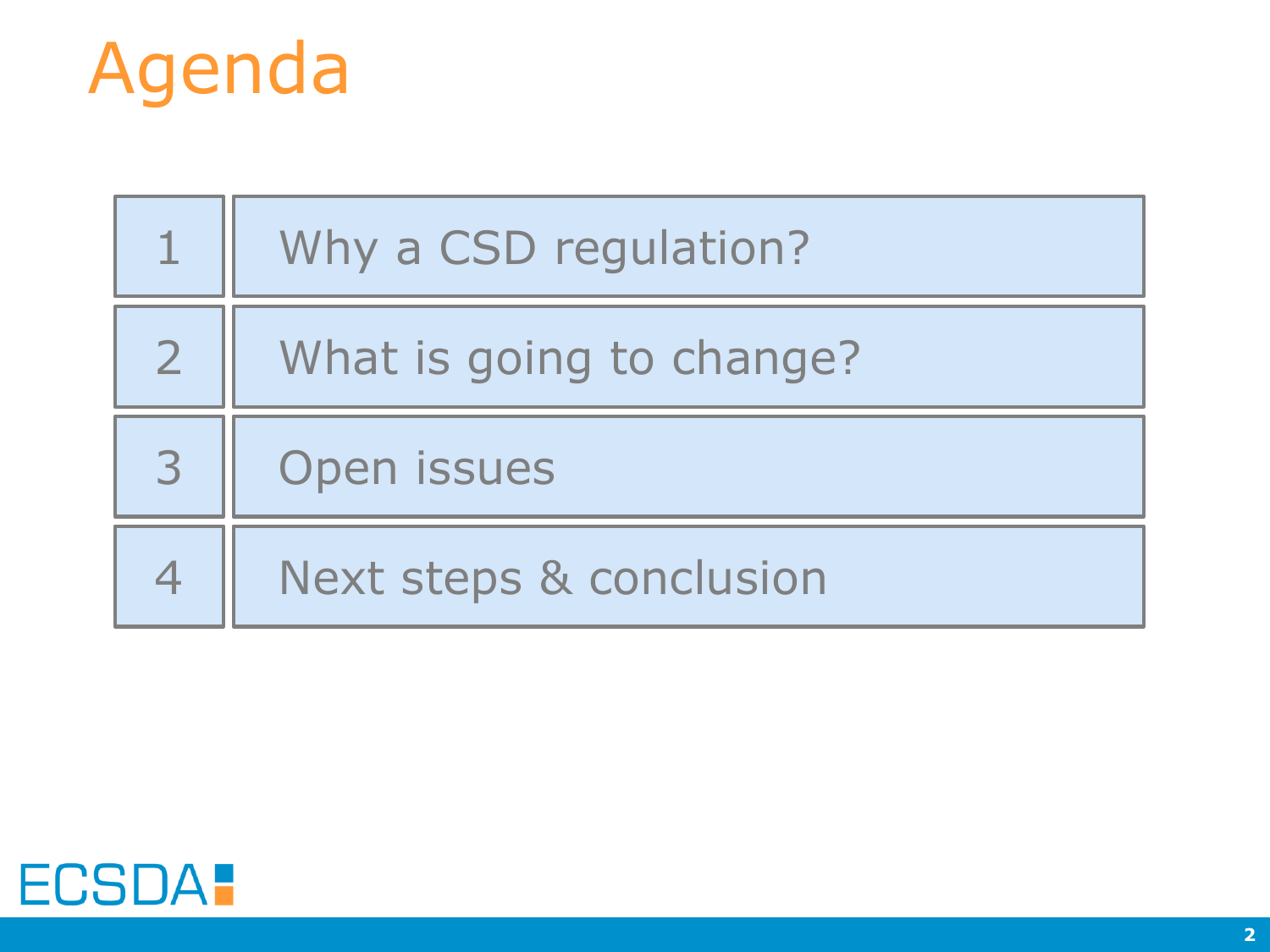# Agenda

| | |
|---|---|
| 1 | Why a CSD regulation? |
| 2 | What is going to change? |
| 3 | Open issues |
| 4 | Next steps & conclusion |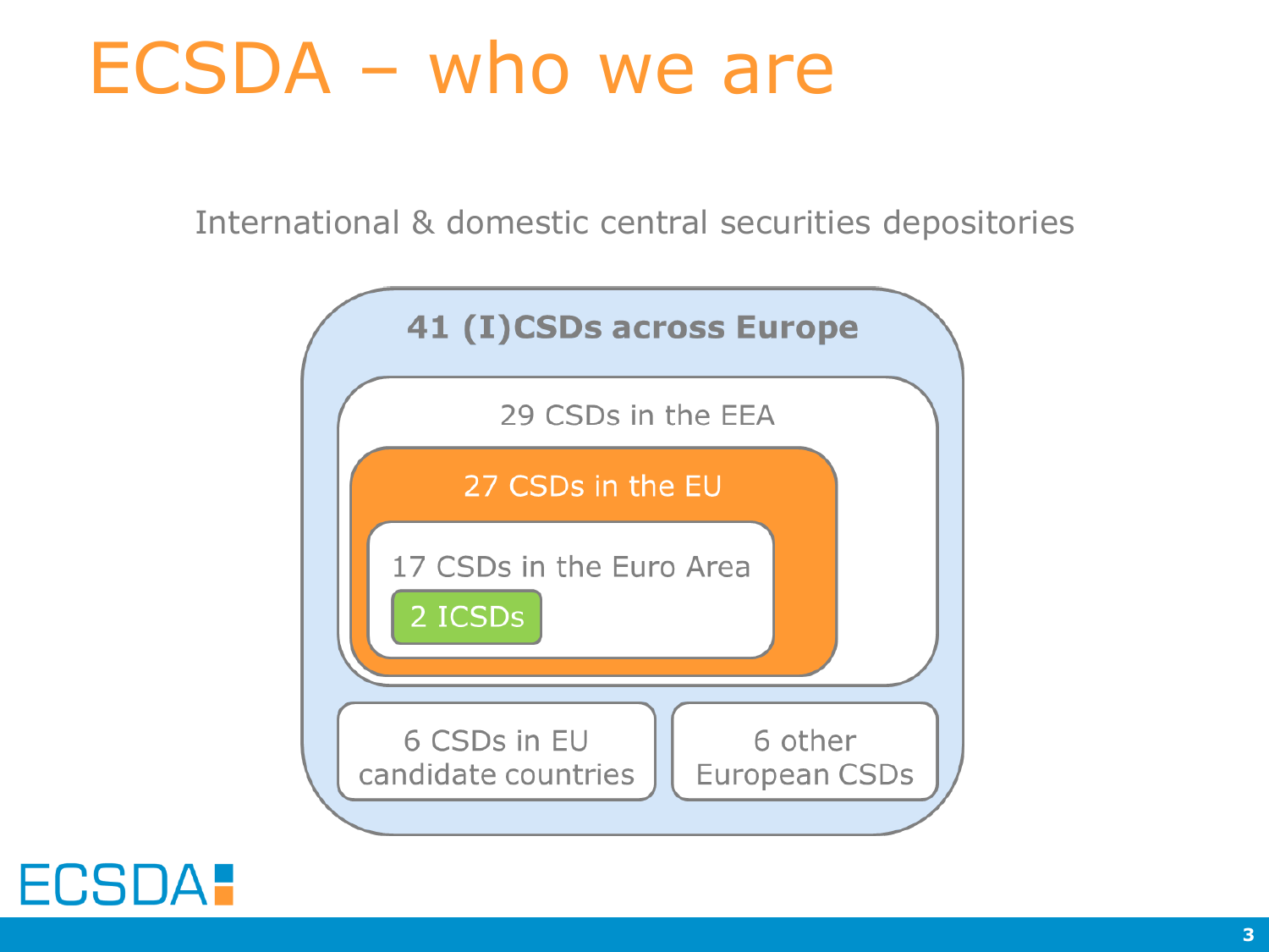# ECSDA – who we are

International & domestic central securities depositories

**41 (I)CSDs across Europe**

- 29 CSDs in the EEA
  - 27 CSDs in the EU
    - 17 CSDs in the Euro Area
      - 2 ICSDs
- 6 CSDs in EU candidate countries
- 6 other European CSDs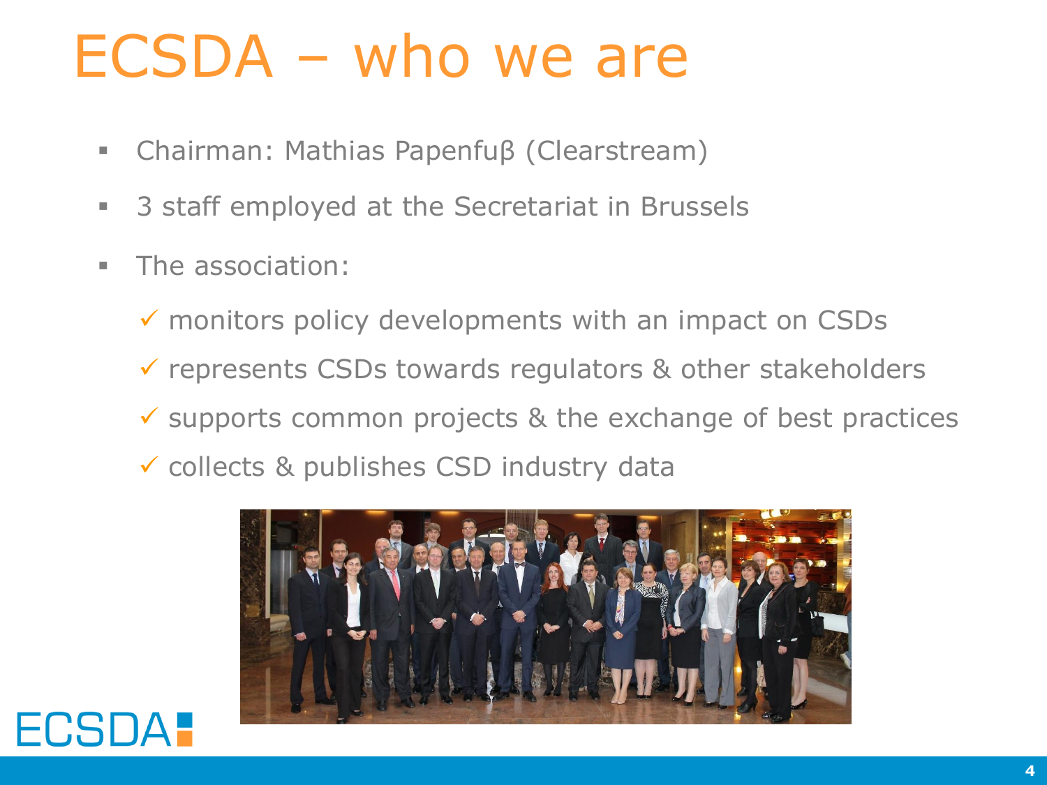# ECSDA – who we are

- Chairman: Mathias Papenfuβ (Clearstream)
- 3 staff employed at the Secretariat in Brussels
- The association:
  - ✓ monitors policy developments with an impact on CSDs
  - ✓ represents CSDs towards regulators & other stakeholders
  - ✓ supports common projects & the exchange of best practices
  - ✓ collects & publishes CSD industry data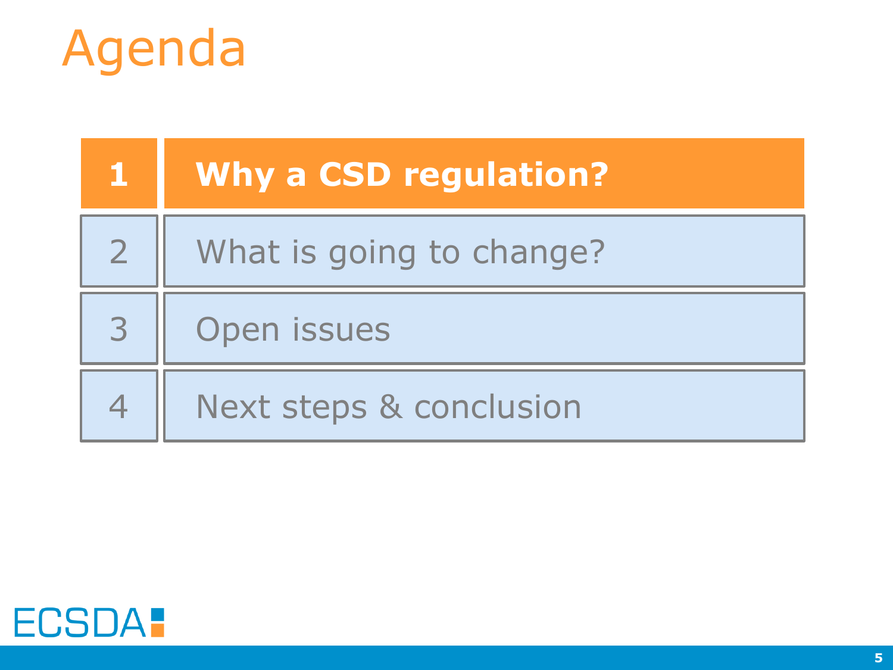# Agenda

| | |
|---|---|
| **1** | **Why a CSD regulation?** |
| 2 | What is going to change? |
| 3 | Open issues |
| 4 | Next steps & conclusion |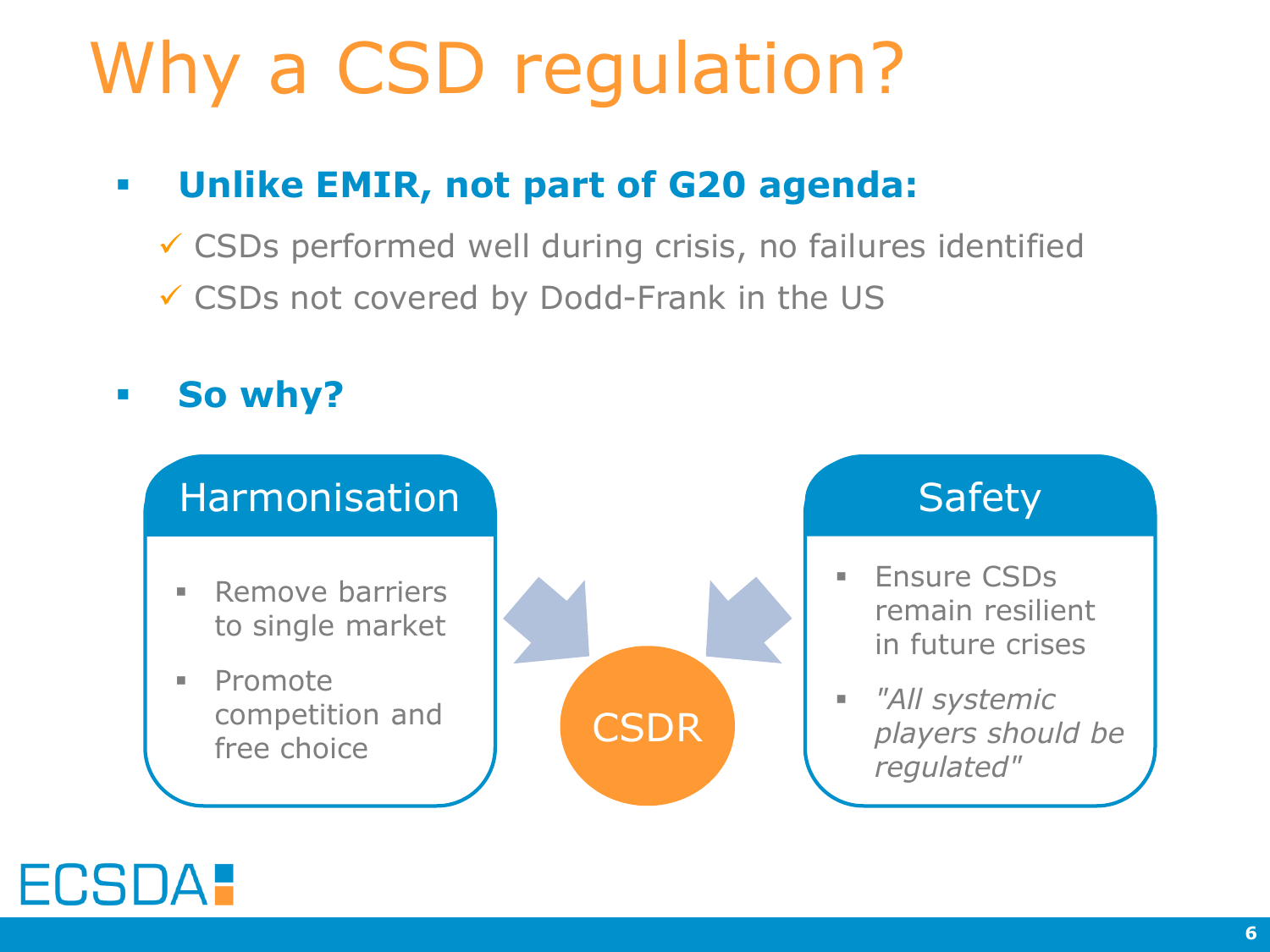# Why a CSD regulation?

- **Unlike EMIR, not part of G20 agenda:**
  - ✓ CSDs performed well during crisis, no failures identified
  - ✓ CSDs not covered by Dodd-Frank in the US

- **So why?**

**Harmonisation**

- Remove barriers to single market
- Promote competition and free choice

**CSDR**

**Safety**

- Ensure CSDs remain resilient in future crises
- *"All systemic players should be regulated"*

ECSDA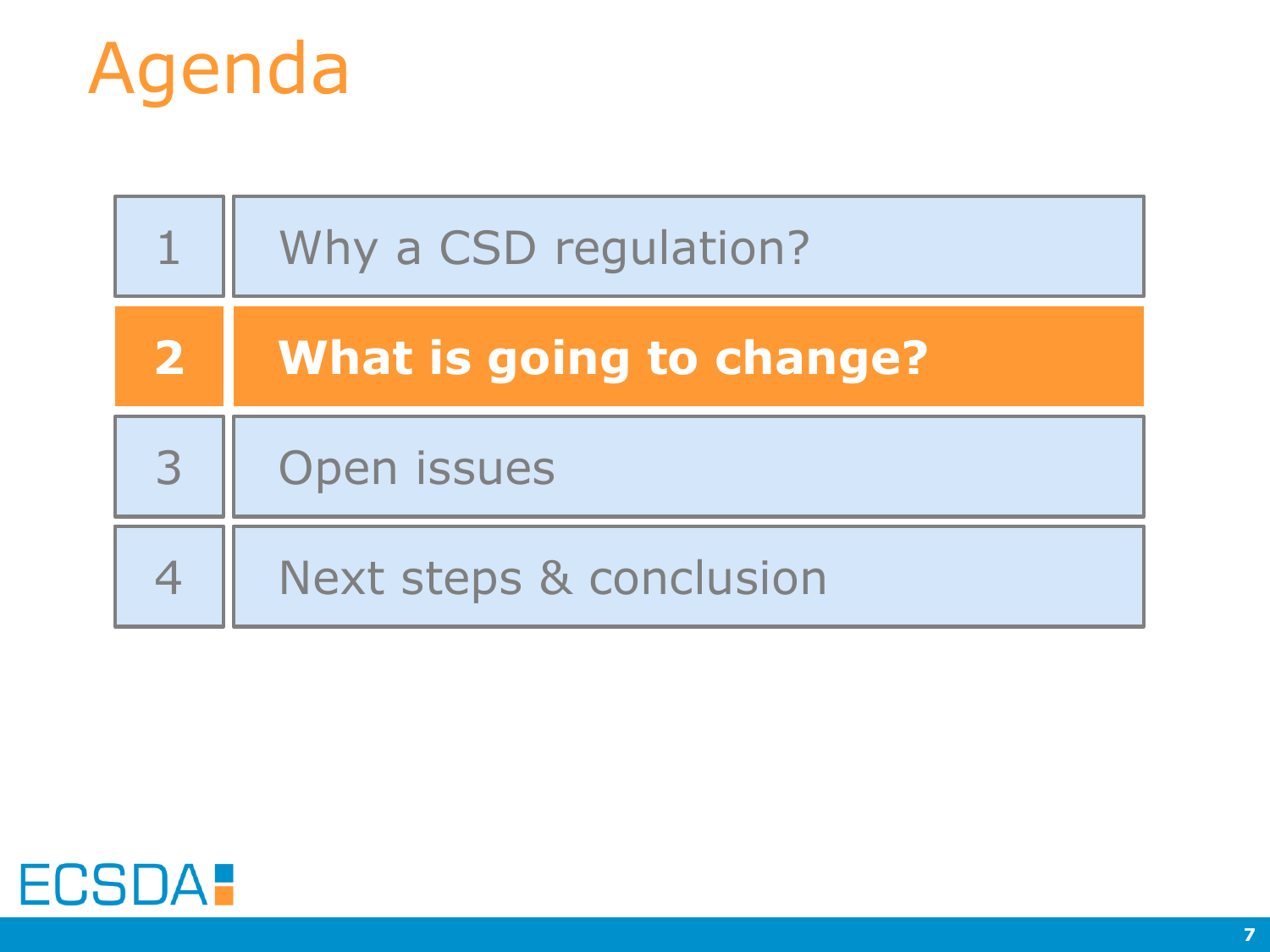# Agenda

| | |
|---|---|
| 1 | Why a CSD regulation? |
| **2** | **What is going to change?** |
| 3 | Open issues |
| 4 | Next steps & conclusion |

ECSDA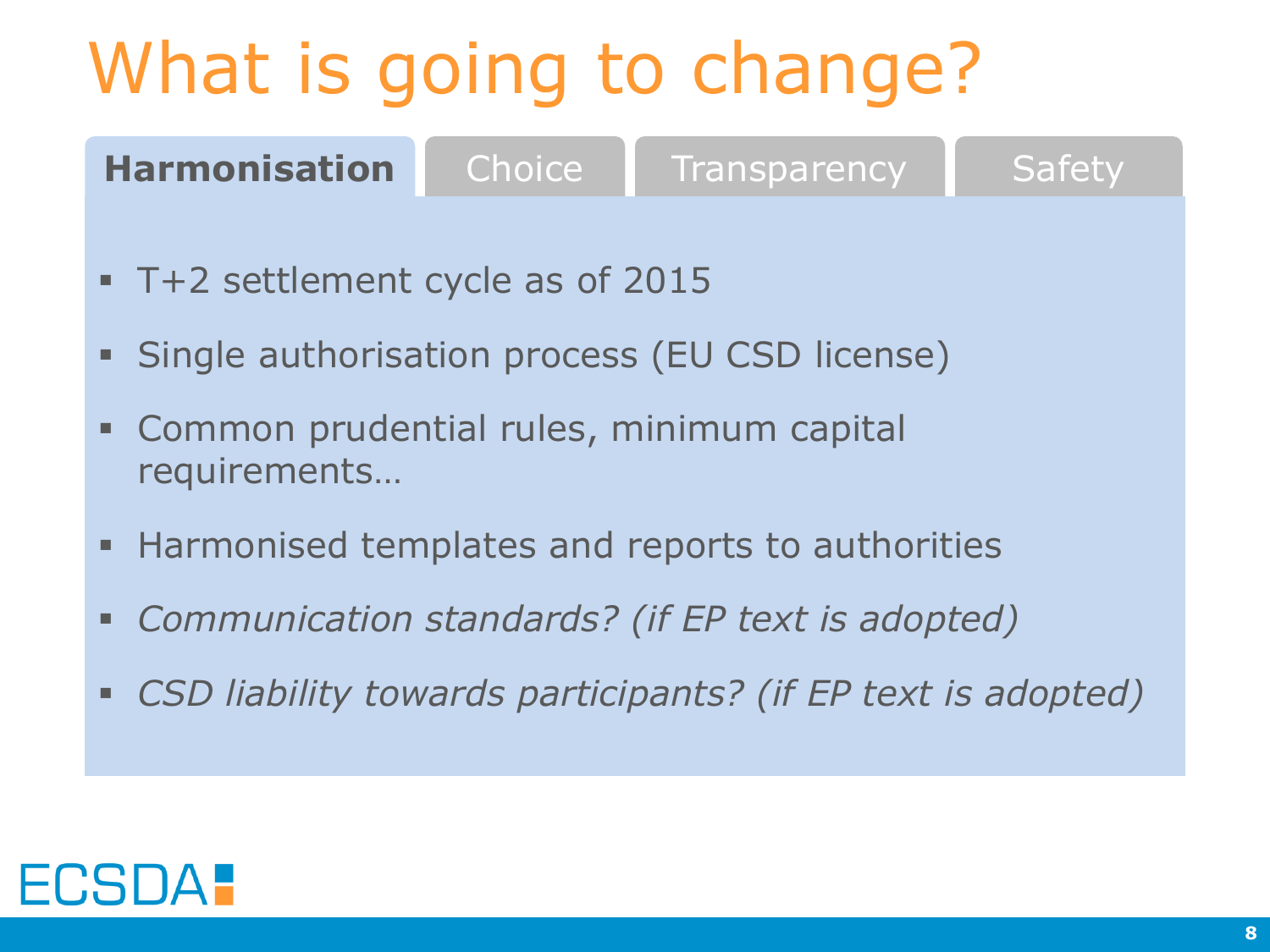# What is going to change?

**Harmonisation** | Choice | Transparency | Safety

- T+2 settlement cycle as of 2015
- Single authorisation process (EU CSD license)
- Common prudential rules, minimum capital requirements…
- Harmonised templates and reports to authorities
- *Communication standards? (if EP text is adopted)*
- *CSD liability towards participants? (if EP text is adopted)*

ECSDA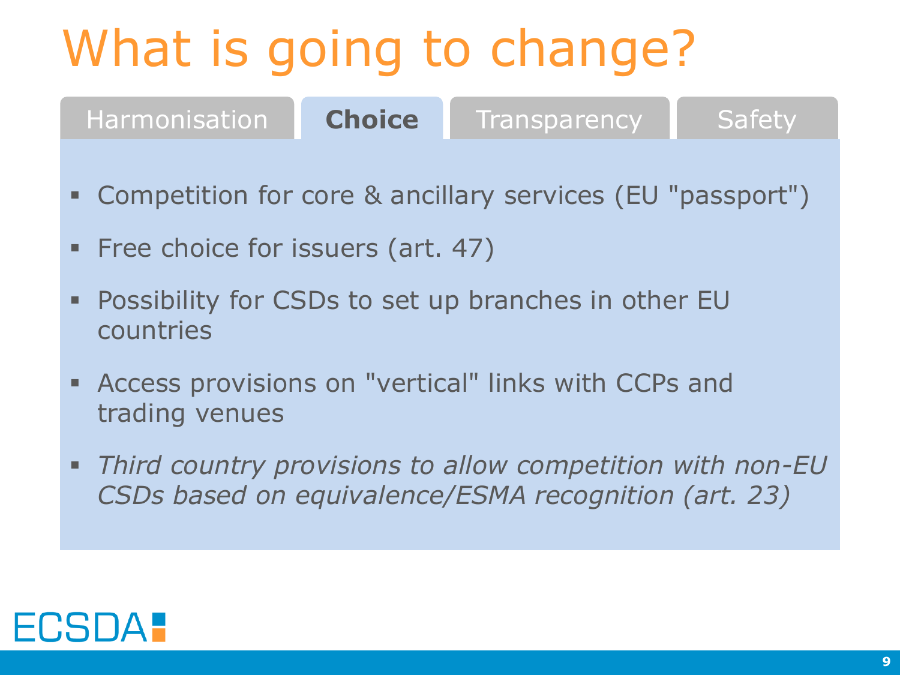# What is going to change?

Harmonisation | **Choice** | Transparency | Safety

- Competition for core & ancillary services (EU "passport")
- Free choice for issuers (art. 47)
- Possibility for CSDs to set up branches in other EU countries
- Access provisions on "vertical" links with CCPs and trading venues
- *Third country provisions to allow competition with non-EU CSDs based on equivalence/ESMA recognition (art. 23)*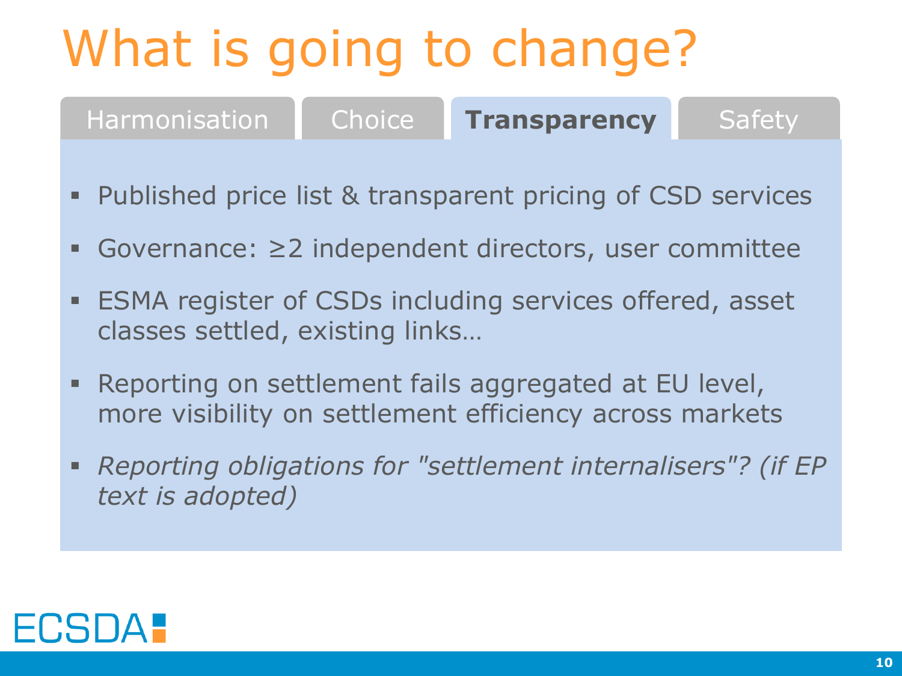# What is going to change?

Harmonisation | Choice | **Transparency** | Safety

- Published price list & transparent pricing of CSD services
- Governance: ≥2 independent directors, user committee
- ESMA register of CSDs including services offered, asset classes settled, existing links…
- Reporting on settlement fails aggregated at EU level, more visibility on settlement efficiency across markets
- *Reporting obligations for "settlement internalisers"? (if EP text is adopted)*

ECSDA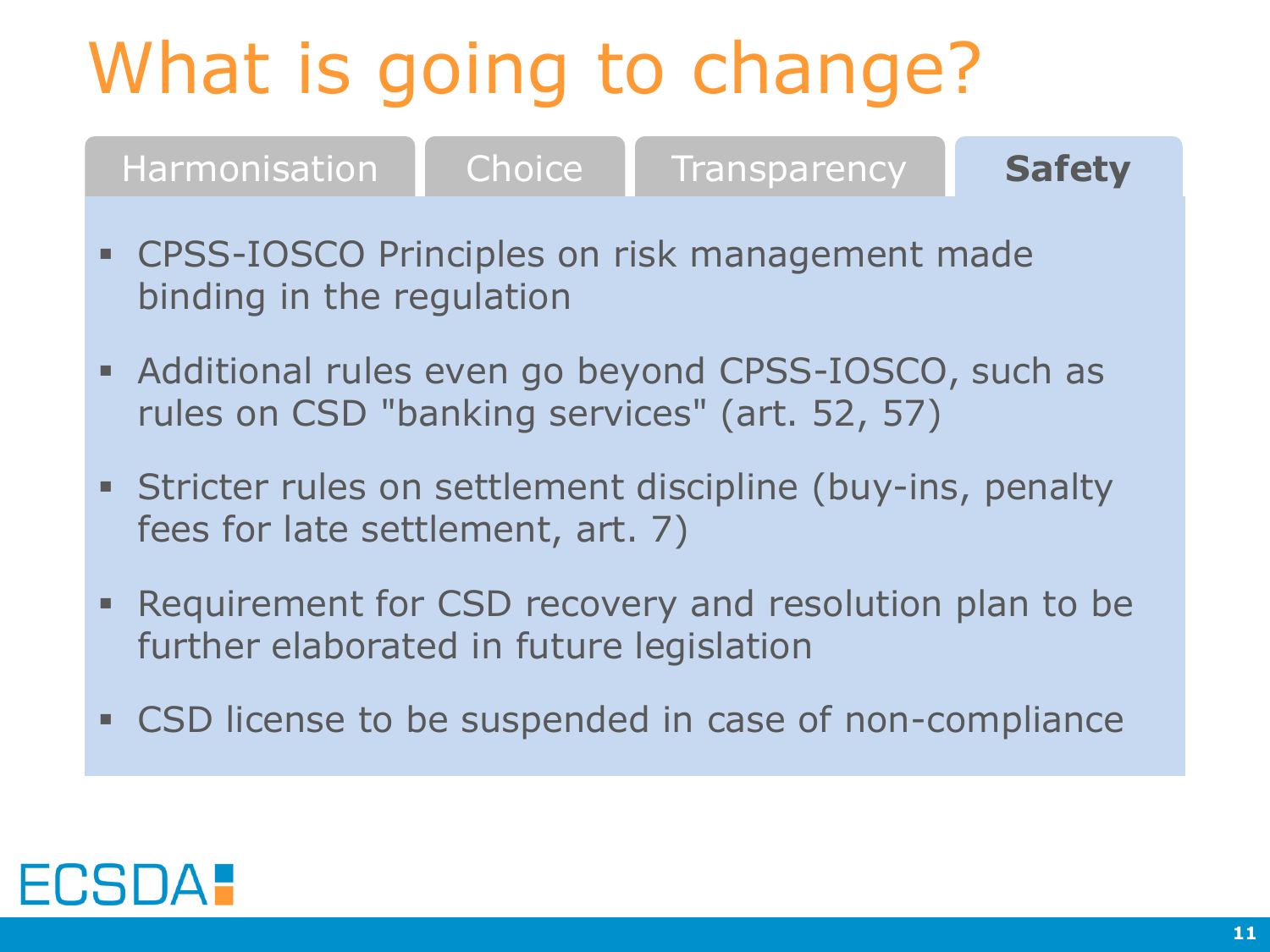# What is going to change?

Harmonisation | Choice | Transparency | **Safety**

- CPSS-IOSCO Principles on risk management made binding in the regulation
- Additional rules even go beyond CPSS-IOSCO, such as rules on CSD "banking services" (art. 52, 57)
- Stricter rules on settlement discipline (buy-ins, penalty fees for late settlement, art. 7)
- Requirement for CSD recovery and resolution plan to be further elaborated in future legislation
- CSD license to be suspended in case of non-compliance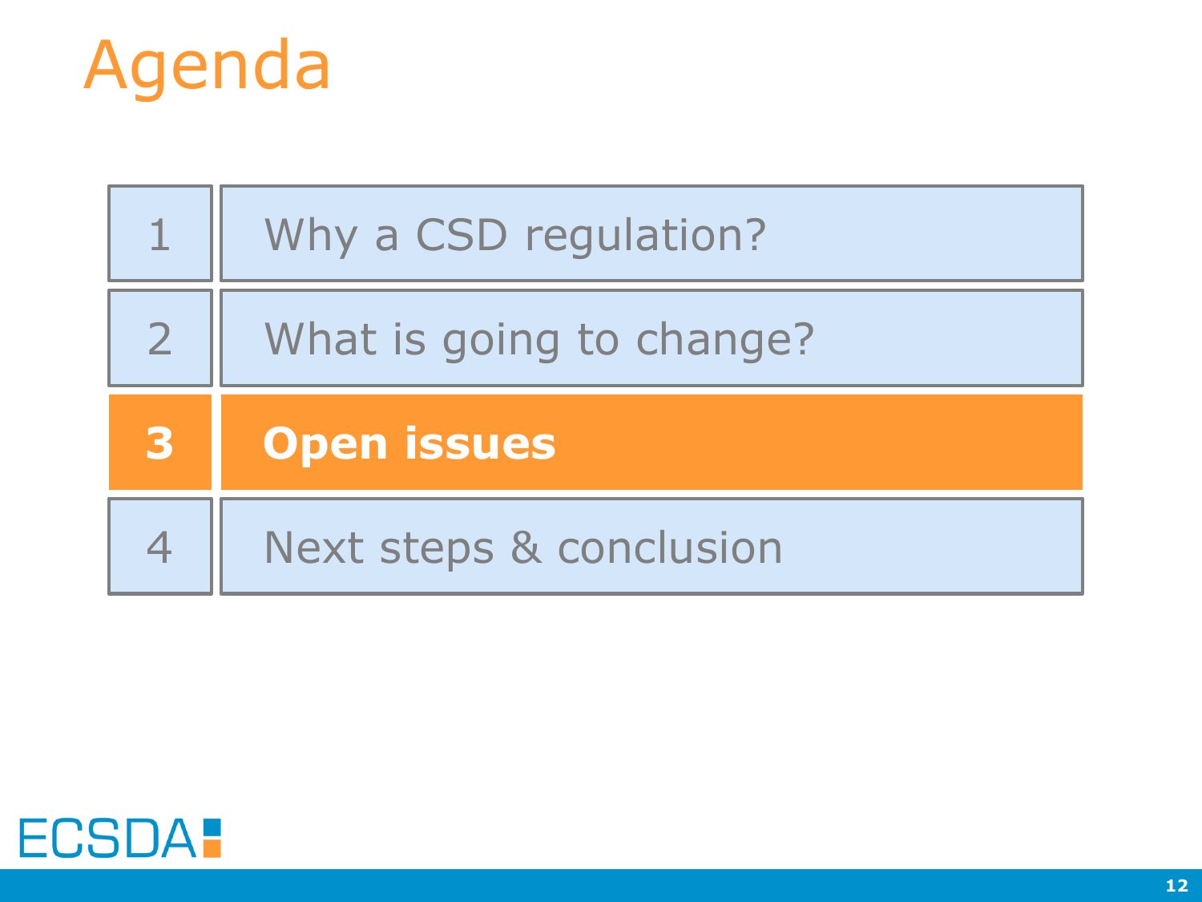# Agenda

| | |
|---|---|
| 1 | Why a CSD regulation? |
| 2 | What is going to change? |
| **3** | **Open issues** |
| 4 | Next steps & conclusion |

ECSDA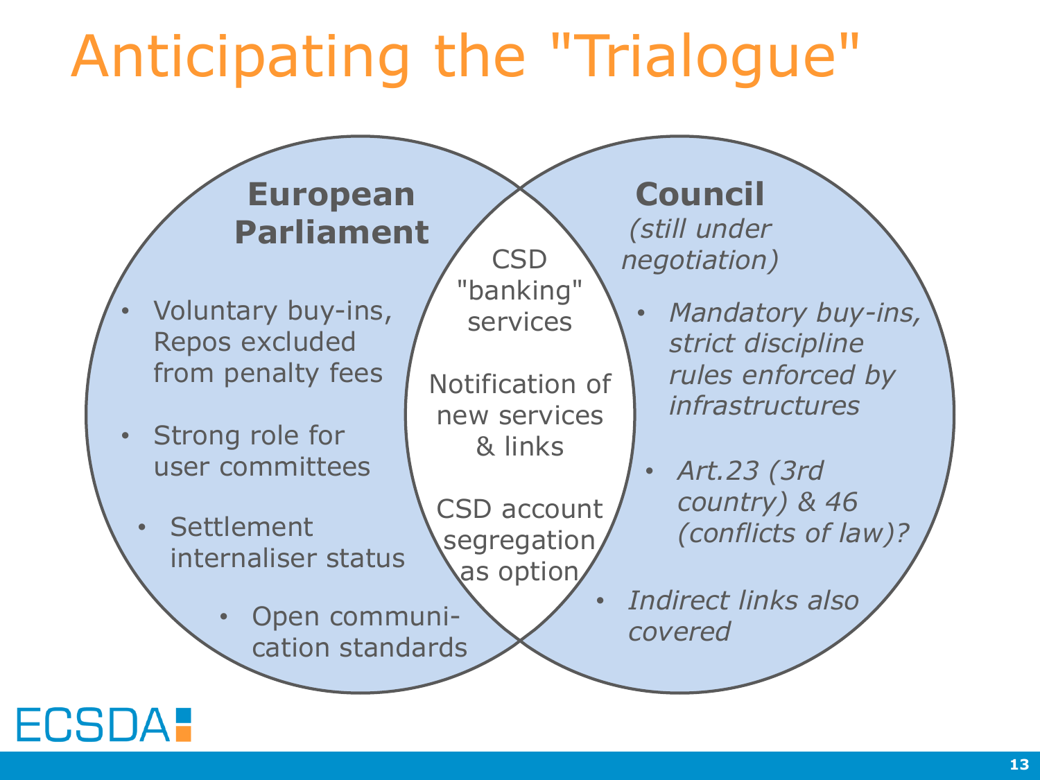# Anticipating the "Trialogue"

## European Parliament

- Voluntary buy-ins, Repos excluded from penalty fees
- Strong role for user committees
- Settlement internaliser status
- Open communi-cation standards

## Both (overlap)

- CSD "banking" services
- Notification of new services & links
- CSD account segregation as option

## Council

*(still under negotiation)*

- *Mandatory buy-ins, strict discipline rules enforced by infrastructures*
- *Art.23 (3rd country) & 46 (conflicts of law)?*
- *Indirect links also covered*

ECSDA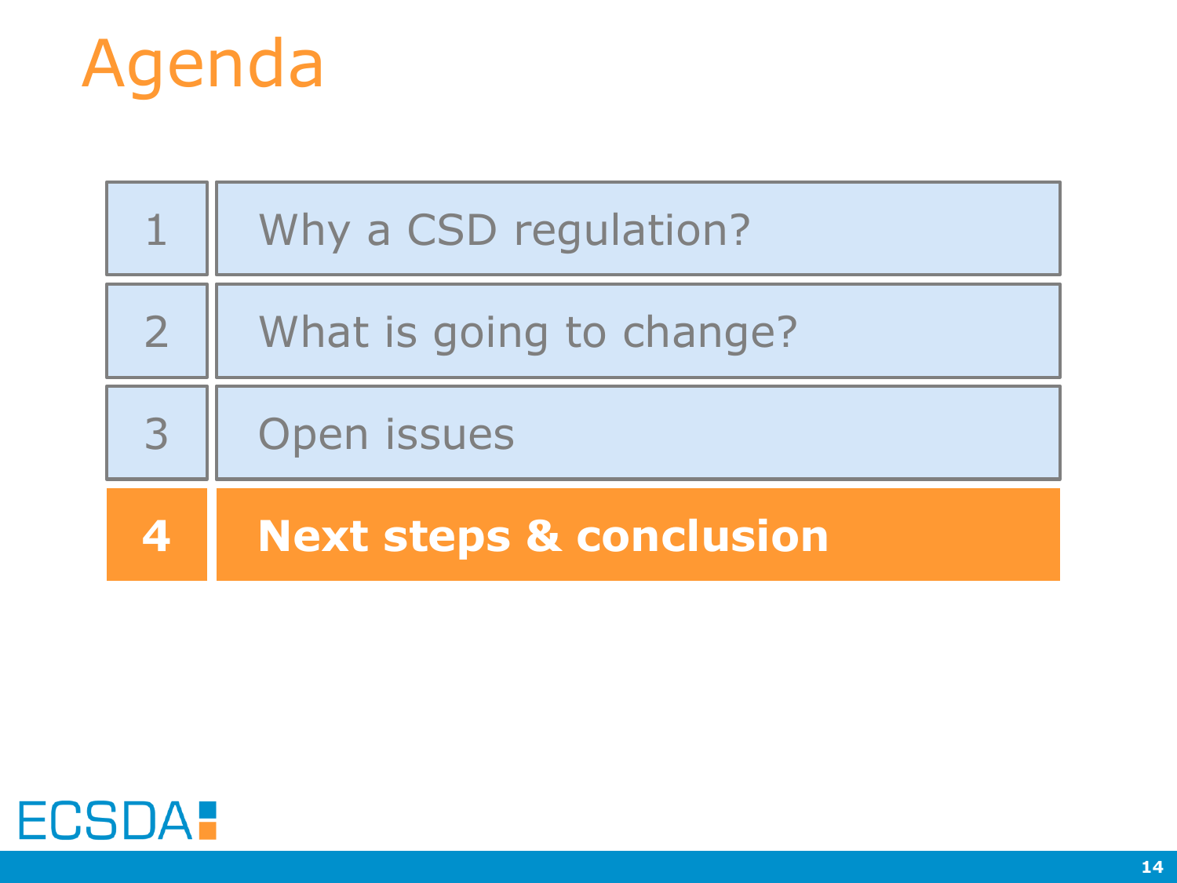# Agenda

| | |
|---|---|
| 1 | Why a CSD regulation? |
| 2 | What is going to change? |
| 3 | Open issues |
| **4** | **Next steps & conclusion** |

ECSDA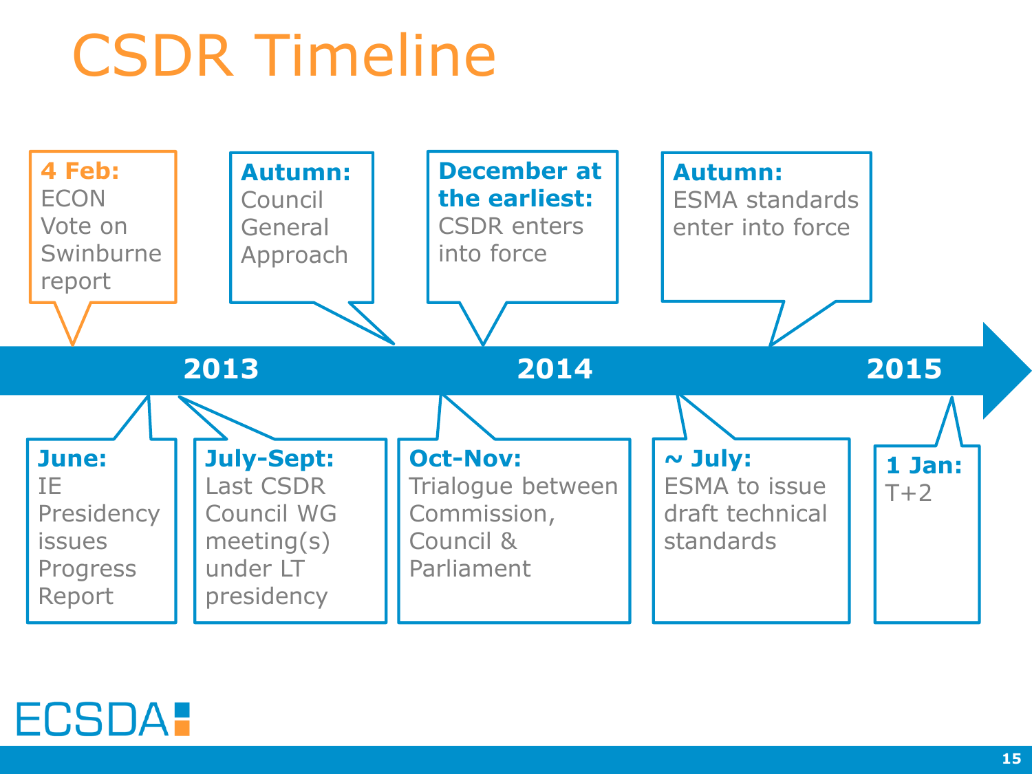# CSDR Timeline

**2013**

- **4 Feb:** ECON Vote on Swinburne report
- **June:** IE Presidency issues Progress Report
- **July-Sept:** Last CSDR Council WG meeting(s) under LT presidency
- **Autumn:** Council General Approach
- **Oct-Nov:** Trialogue between Commission, Council & Parliament

**2014**

- **December at the earliest:** CSDR enters into force
- **~ July:** ESMA to issue draft technical standards
- **Autumn:** ESMA standards enter into force

**2015**

- **1 Jan:** T+2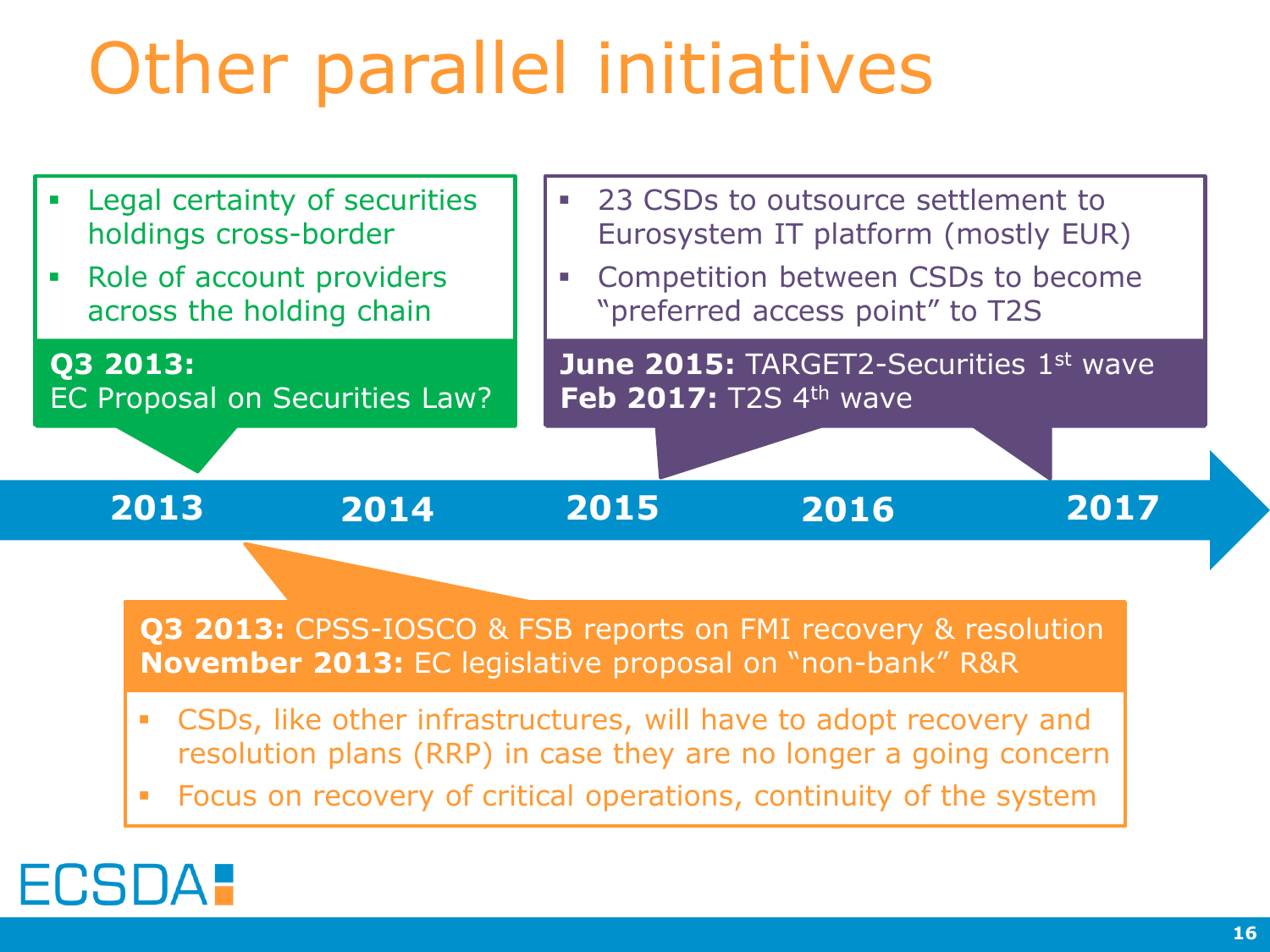# Other parallel initiatives

- Legal certainty of securities holdings cross-border
- Role of account providers across the holding chain

**Q3 2013:**
EC Proposal on Securities Law?

- 23 CSDs to outsource settlement to Eurosystem IT platform (mostly EUR)
- Competition between CSDs to become "preferred access point" to T2S

**June 2015:** TARGET2-Securities 1st wave
**Feb 2017:** T2S 4th wave

2013 2014 2015 2016 2017

**Q3 2013:** CPSS-IOSCO & FSB reports on FMI recovery & resolution
**November 2013:** EC legislative proposal on "non-bank" R&R

- CSDs, like other infrastructures, will have to adopt recovery and resolution plans (RRP) in case they are no longer a going concern
- Focus on recovery of critical operations, continuity of the system

ECSDA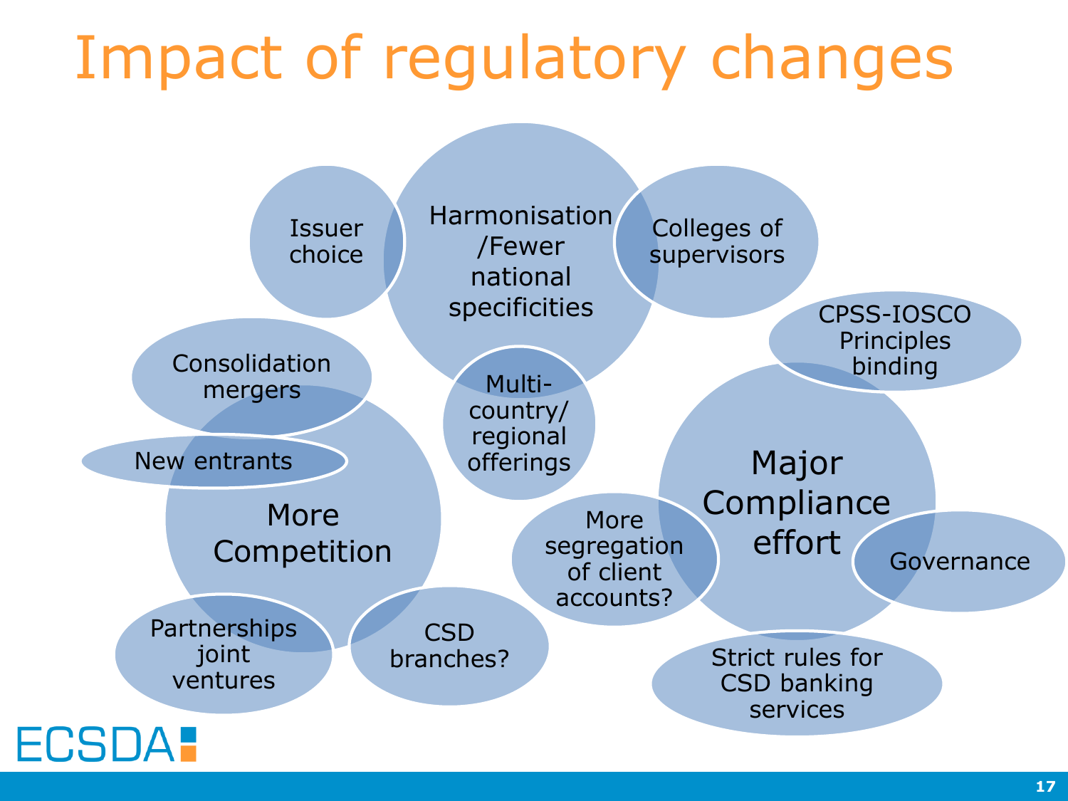# Impact of regulatory changes

- Harmonisation /Fewer national specificities
  - Issuer choice
  - Colleges of supervisors
  - Multi-country/ regional offerings
- More Competition
  - Consolidation mergers
  - New entrants
  - Partnerships joint ventures
  - CSD branches?
- Major Compliance effort
  - CPSS-IOSCO Principles binding
  - More segregation of client accounts?
  - Governance
  - Strict rules for CSD banking services

ECSDA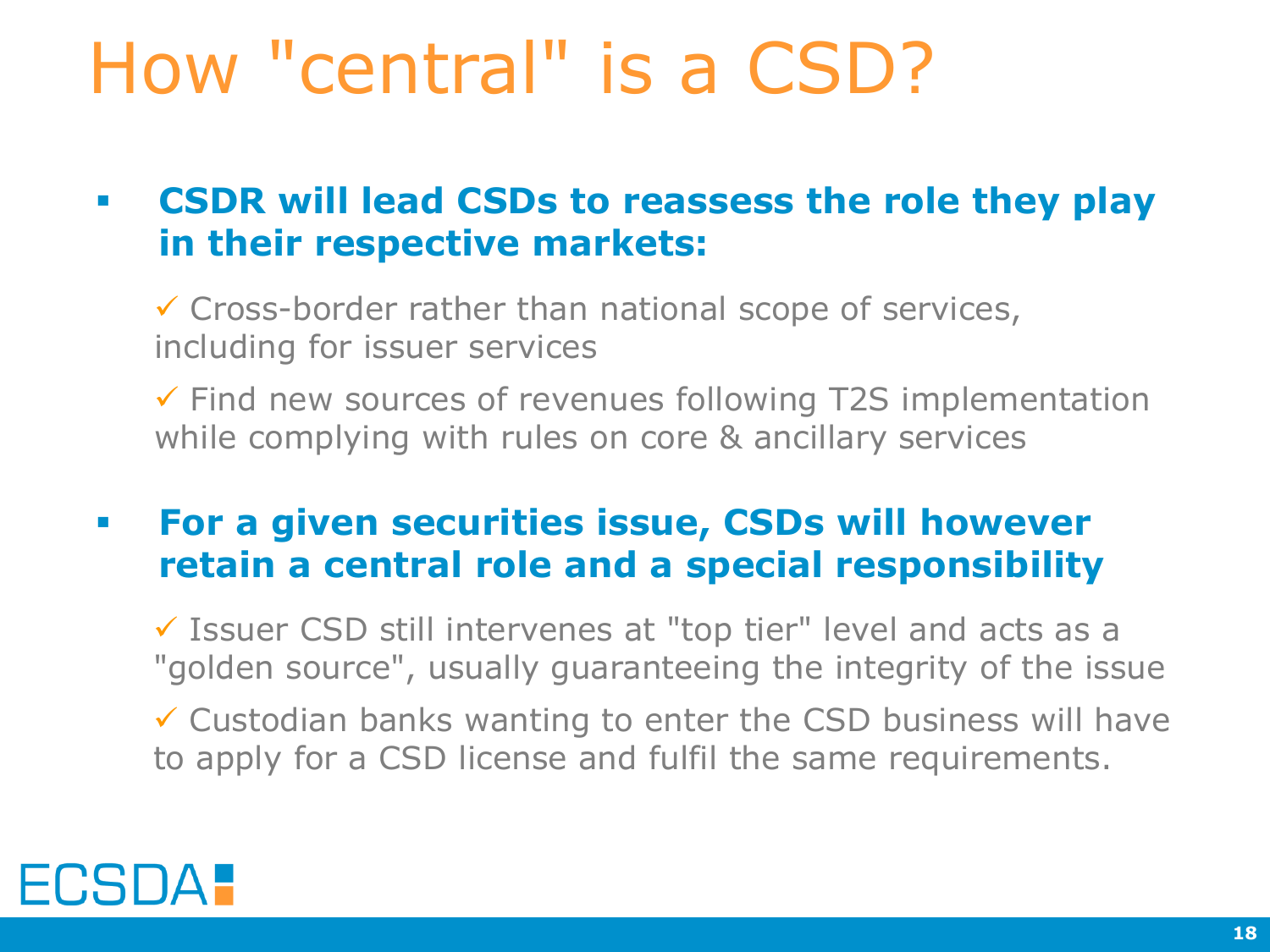# How "central" is a CSD?

- **CSDR will lead CSDs to reassess the role they play in their respective markets:**

  ✓ Cross-border rather than national scope of services, including for issuer services

  ✓ Find new sources of revenues following T2S implementation while complying with rules on core & ancillary services

- **For a given securities issue, CSDs will however retain a central role and a special responsibility**

  ✓ Issuer CSD still intervenes at "top tier" level and acts as a "golden source", usually guaranteeing the integrity of the issue

  ✓ Custodian banks wanting to enter the CSD business will have to apply for a CSD license and fulfil the same requirements.

ECSDA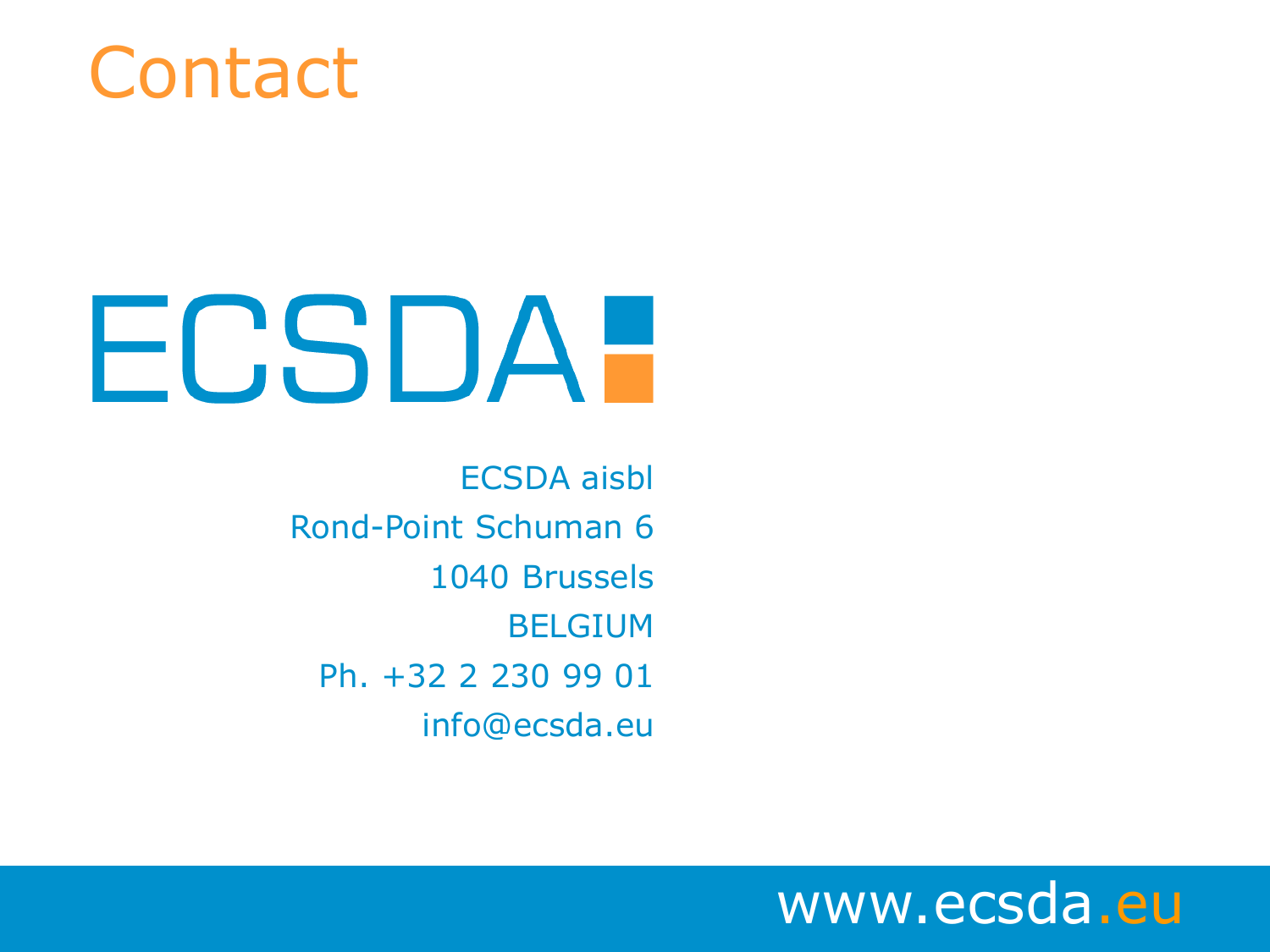# Contact

ECSDA

ECSDA aisbl

Rond-Point Schuman 6

1040 Brussels

BELGIUM

Ph. +32 2 230 99 01

info@ecsda.eu

www.ecsda.eu